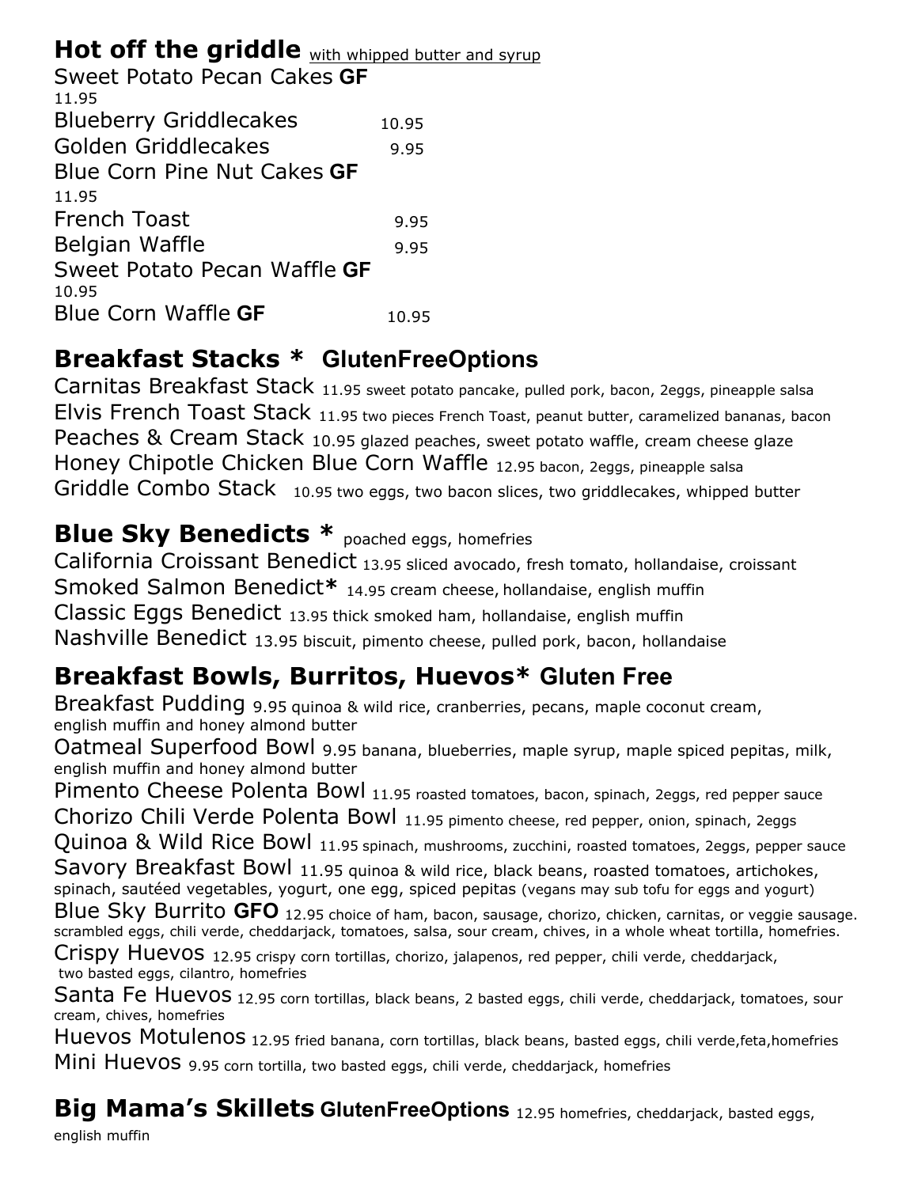## Hot off the griddle with whipped butter and syrup

Sweet Potato Pecan Cakes **GF**
11.95
Blueberry Griddlecakes 10.95
Golden Griddlecakes 9.95
Blue Corn Pine Nut Cakes **GF**
11.95
French Toast 9.95
Belgian Waffle 9.95
Sweet Potato Pecan Waffle **GF**
10.95
Blue Corn Waffle **GF** 10.95

## Breakfast Stacks * GlutenFreeOptions

Carnitas Breakfast Stack 11.95 sweet potato pancake, pulled pork, bacon, 2eggs, pineapple salsa
Elvis French Toast Stack 11.95 two pieces French Toast, peanut butter, caramelized bananas, bacon
Peaches & Cream Stack 10.95 glazed peaches, sweet potato waffle, cream cheese glaze
Honey Chipotle Chicken Blue Corn Waffle 12.95 bacon, 2eggs, pineapple salsa
Griddle Combo Stack 10.95 two eggs, two bacon slices, two griddlecakes, whipped butter

## Blue Sky Benedicts * poached eggs, homefries

California Croissant Benedict 13.95 sliced avocado, fresh tomato, hollandaise, croissant
Smoked Salmon Benedict* 14.95 cream cheese, hollandaise, english muffin
Classic Eggs Benedict 13.95 thick smoked ham, hollandaise, english muffin
Nashville Benedict 13.95 biscuit, pimento cheese, pulled pork, bacon, hollandaise

## Breakfast Bowls, Burritos, Huevos* Gluten Free

Breakfast Pudding 9.95 quinoa & wild rice, cranberries, pecans, maple coconut cream, english muffin and honey almond butter
Oatmeal Superfood Bowl 9.95 banana, blueberries, maple syrup, maple spiced pepitas, milk, english muffin and honey almond butter
Pimento Cheese Polenta Bowl 11.95 roasted tomatoes, bacon, spinach, 2eggs, red pepper sauce
Chorizo Chili Verde Polenta Bowl 11.95 pimento cheese, red pepper, onion, spinach, 2eggs
Quinoa & Wild Rice Bowl 11.95 spinach, mushrooms, zucchini, roasted tomatoes, 2eggs, pepper sauce
Savory Breakfast Bowl 11.95 quinoa & wild rice, black beans, roasted tomatoes, artichokes, spinach, sautéed vegetables, yogurt, one egg, spiced pepitas (vegans may sub tofu for eggs and yogurt)
Blue Sky Burrito **GFO** 12.95 choice of ham, bacon, sausage, chorizo, chicken, carnitas, or veggie sausage. scrambled eggs, chili verde, cheddarjack, tomatoes, salsa, sour cream, chives, in a whole wheat tortilla, homefries.
Crispy Huevos 12.95 crispy corn tortillas, chorizo, jalapenos, red pepper, chili verde, cheddarjack, two basted eggs, cilantro, homefries
Santa Fe Huevos 12.95 corn tortillas, black beans, 2 basted eggs, chili verde, cheddarjack, tomatoes, sour cream, chives, homefries
Huevos Motulenos 12.95 fried banana, corn tortillas, black beans, basted eggs, chili verde,feta,homefries
Mini Huevos 9.95 corn tortilla, two basted eggs, chili verde, cheddarjack, homefries

## Big Mama's Skillets GlutenFreeOptions 12.95 homefries, cheddarjack, basted eggs, english muffin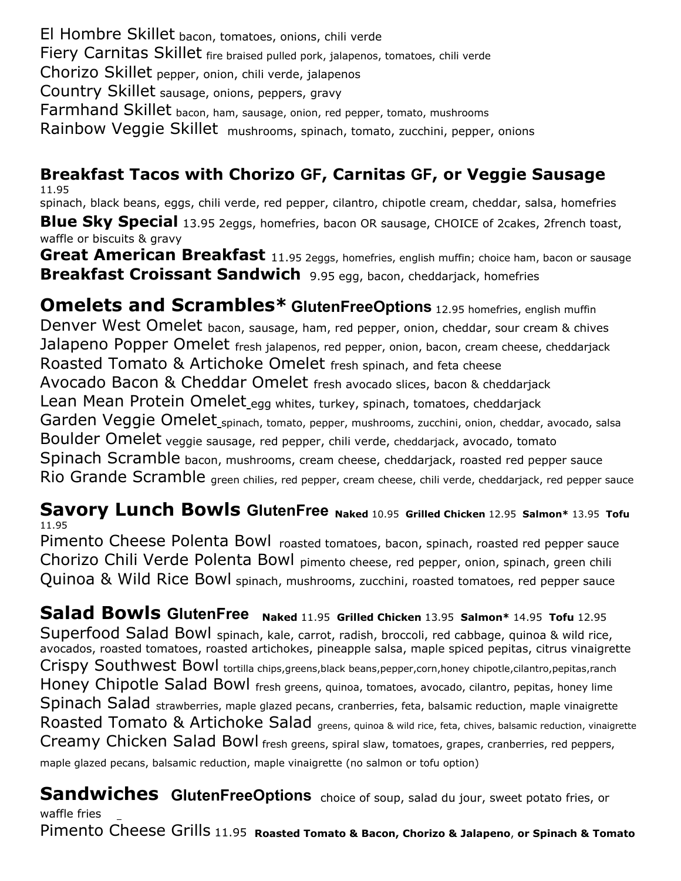El Hombre Skillet bacon, tomatoes, onions, chili verde
Fiery Carnitas Skillet fire braised pulled pork, jalapenos, tomatoes, chili verde
Chorizo Skillet pepper, onion, chili verde, jalapenos
Country Skillet sausage, onions, peppers, gravy
Farmhand Skillet bacon, ham, sausage, onion, red pepper, tomato, mushrooms
Rainbow Veggie Skillet mushrooms, spinach, tomato, zucchini, pepper, onions

**Breakfast Tacos with Chorizo GF, Carnitas GF, or Veggie Sausage** 11.95
spinach, black beans, eggs, chili verde, red pepper, cilantro, chipotle cream, cheddar, salsa, homefries

**Blue Sky Special** 13.95 2eggs, homefries, bacon OR sausage, CHOICE of 2cakes, 2french toast, waffle or biscuits & gravy

**Great American Breakfast** 11.95 2eggs, homefries, english muffin; choice ham, bacon or sausage

**Breakfast Croissant Sandwich** 9.95 egg, bacon, cheddarjack, homefries

## Omelets and Scrambles* GlutenFreeOptions 12.95 homefries, english muffin

Denver West Omelet bacon, sausage, ham, red pepper, onion, cheddar, sour cream & chives
Jalapeno Popper Omelet fresh jalapenos, red pepper, onion, bacon, cream cheese, cheddarjack
Roasted Tomato & Artichoke Omelet fresh spinach, and feta cheese
Avocado Bacon & Cheddar Omelet fresh avocado slices, bacon & cheddarjack
Lean Mean Protein Omelet egg whites, turkey, spinach, tomatoes, cheddarjack
Garden Veggie Omelet spinach, tomato, pepper, mushrooms, zucchini, onion, cheddar, avocado, salsa
Boulder Omelet veggie sausage, red pepper, chili verde, cheddarjack, avocado, tomato
Spinach Scramble bacon, mushrooms, cream cheese, cheddarjack, roasted red pepper sauce
Rio Grande Scramble green chilies, red pepper, cream cheese, chili verde, cheddarjack, red pepper sauce

## Savory Lunch Bowls GlutenFree **Naked** 10.95 **Grilled Chicken** 12.95 **Salmon*** 13.95 **Tofu** 11.95

Pimento Cheese Polenta Bowl roasted tomatoes, bacon, spinach, roasted red pepper sauce
Chorizo Chili Verde Polenta Bowl pimento cheese, red pepper, onion, spinach, green chili
Quinoa & Wild Rice Bowl spinach, mushrooms, zucchini, roasted tomatoes, red pepper sauce

## Salad Bowls GlutenFree **Naked** 11.95 **Grilled Chicken** 13.95 **Salmon*** 14.95 **Tofu** 12.95

Superfood Salad Bowl spinach, kale, carrot, radish, broccoli, red cabbage, quinoa & wild rice, avocados, roasted tomatoes, roasted artichokes, pineapple salsa, maple spiced pepitas, citrus vinaigrette
Crispy Southwest Bowl tortilla chips,greens,black beans,pepper,corn,honey chipotle,cilantro,pepitas,ranch
Honey Chipotle Salad Bowl fresh greens, quinoa, tomatoes, avocado, cilantro, pepitas, honey lime
Spinach Salad strawberries, maple glazed pecans, cranberries, feta, balsamic reduction, maple vinaigrette
Roasted Tomato & Artichoke Salad greens, quinoa & wild rice, feta, chives, balsamic reduction, vinaigrette
Creamy Chicken Salad Bowl fresh greens, spiral slaw, tomatoes, grapes, cranberries, red peppers, maple glazed pecans, balsamic reduction, maple vinaigrette (no salmon or tofu option)

## Sandwiches GlutenFreeOptions choice of soup, salad du jour, sweet potato fries, or waffle fries

Pimento Cheese Grills 11.95 **Roasted Tomato & Bacon, Chorizo & Jalapeno**, **or Spinach & Tomato**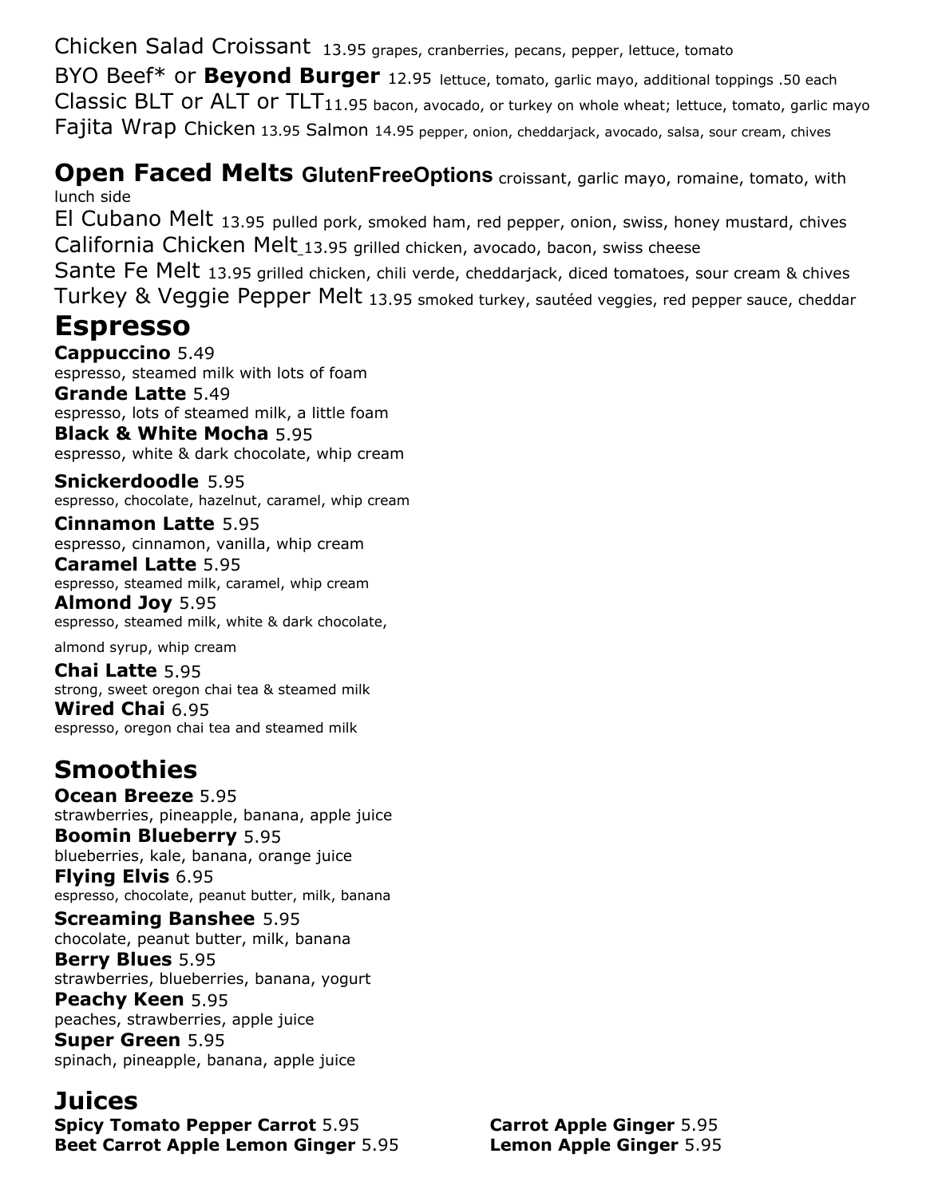Chicken Salad Croissant 13.95 grapes, cranberries, pecans, pepper, lettuce, tomato

BYO Beef* or **Beyond Burger** 12.95 lettuce, tomato, garlic mayo, additional toppings .50 each

Classic BLT or ALT or TLT 11.95 bacon, avocado, or turkey on whole wheat; lettuce, tomato, garlic mayo

Fajita Wrap Chicken 13.95 Salmon 14.95 pepper, onion, cheddarjack, avocado, salsa, sour cream, chives

## Open Faced Melts GlutenFreeOptions

croissant, garlic mayo, romaine, tomato, with lunch side

El Cubano Melt 13.95 pulled pork, smoked ham, red pepper, onion, swiss, honey mustard, chives

California Chicken Melt 13.95 grilled chicken, avocado, bacon, swiss cheese

Sante Fe Melt 13.95 grilled chicken, chili verde, cheddarjack, diced tomatoes, sour cream & chives

Turkey & Veggie Pepper Melt 13.95 smoked turkey, sautéed veggies, red pepper sauce, cheddar

# Espresso

**Cappuccino** 5.49
espresso, steamed milk with lots of foam

**Grande Latte** 5.49
espresso, lots of steamed milk, a little foam

**Black & White Mocha** 5.95
espresso, white & dark chocolate, whip cream

**Snickerdoodle** 5.95
espresso, chocolate, hazelnut, caramel, whip cream

**Cinnamon Latte** 5.95
espresso, cinnamon, vanilla, whip cream

**Caramel Latte** 5.95
espresso, steamed milk, caramel, whip cream

**Almond Joy** 5.95
espresso, steamed milk, white & dark chocolate, almond syrup, whip cream

**Chai Latte** 5.95
strong, sweet oregon chai tea & steamed milk

**Wired Chai** 6.95
espresso, oregon chai tea and steamed milk

# Smoothies

**Ocean Breeze** 5.95
strawberries, pineapple, banana, apple juice

**Boomin Blueberry** 5.95
blueberries, kale, banana, orange juice

**Flying Elvis** 6.95
espresso, chocolate, peanut butter, milk, banana

**Screaming Banshee** 5.95
chocolate, peanut butter, milk, banana

**Berry Blues** 5.95
strawberries, blueberries, banana, yogurt

**Peachy Keen** 5.95
peaches, strawberries, apple juice

**Super Green** 5.95
spinach, pineapple, banana, apple juice

# Juices

**Spicy Tomato Pepper Carrot** 5.95

**Beet Carrot Apple Lemon Ginger** 5.95

**Carrot Apple Ginger** 5.95

**Lemon Apple Ginger** 5.95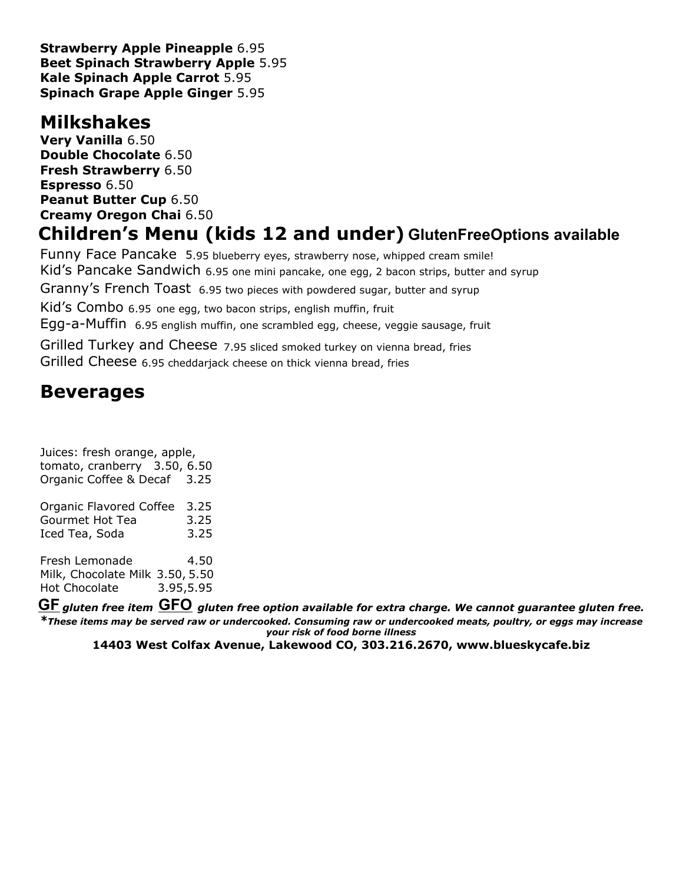**Strawberry Apple Pineapple** 6.95
**Beet Spinach Strawberry Apple** 5.95
**Kale Spinach Apple Carrot** 5.95
**Spinach Grape Apple Ginger** 5.95

## Milkshakes

**Very Vanilla** 6.50
**Double Chocolate** 6.50
**Fresh Strawberry** 6.50
**Espresso** 6.50
**Peanut Butter Cup** 6.50
**Creamy Oregon Chai** 6.50

## Children's Menu (kids 12 and under) GlutenFreeOptions available

Funny Face Pancake 5.95 blueberry eyes, strawberry nose, whipped cream smile!
Kid's Pancake Sandwich 6.95 one mini pancake, one egg, 2 bacon strips, butter and syrup
Granny's French Toast 6.95 two pieces with powdered sugar, butter and syrup
Kid's Combo 6.95 one egg, two bacon strips, english muffin, fruit
Egg-a-Muffin 6.95 english muffin, one scrambled egg, cheese, veggie sausage, fruit
Grilled Turkey and Cheese 7.95 sliced smoked turkey on vienna bread, fries
Grilled Cheese 6.95 cheddarjack cheese on thick vienna bread, fries

## Beverages

| | |
|---|---|
| Juices: fresh orange, apple, tomato, cranberry | 3.50, 6.50 |
| Organic Coffee & Decaf | 3.25 |
| Organic Flavored Coffee | 3.25 |
| Gourmet Hot Tea | 3.25 |
| Iced Tea, Soda | 3.25 |
| Fresh Lemonade | 4.50 |
| Milk, Chocolate Milk | 3.50, 5.50 |
| Hot Chocolate | 3.95,5.95 |

**GF** ***gluten free item*** **GFO** ***gluten free option available for extra charge. We cannot guarantee gluten free.***

****These items may be served raw or undercooked. Consuming raw or undercooked meats, poultry, or eggs may increase your risk of food borne illness***

**14403 West Colfax Avenue, Lakewood CO, 303.216.2670, www.blueskycafe.biz**